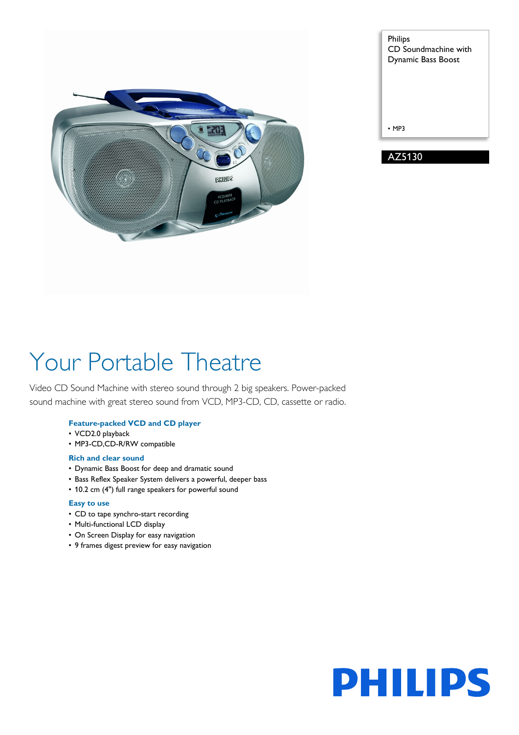Philips
CD Soundmachine with Dynamic Bass Boost

- MP3

AZ5130

# Your Portable Theatre

Video CD Sound Machine with stereo sound through 2 big speakers. Power-packed sound machine with great stereo sound from VCD, MP3-CD, CD, cassette or radio.

### Feature-packed VCD and CD player

- VCD2.0 playback
- MP3-CD,CD-R/RW compatible

### Rich and clear sound

- Dynamic Bass Boost for deep and dramatic sound
- Bass Reflex Speaker System delivers a powerful, deeper bass
- 10.2 cm (4") full range speakers for powerful sound

### Easy to use

- CD to tape synchro-start recording
- Multi-functional LCD display
- On Screen Display for easy navigation
- 9 frames digest preview for easy navigation

PHILIPS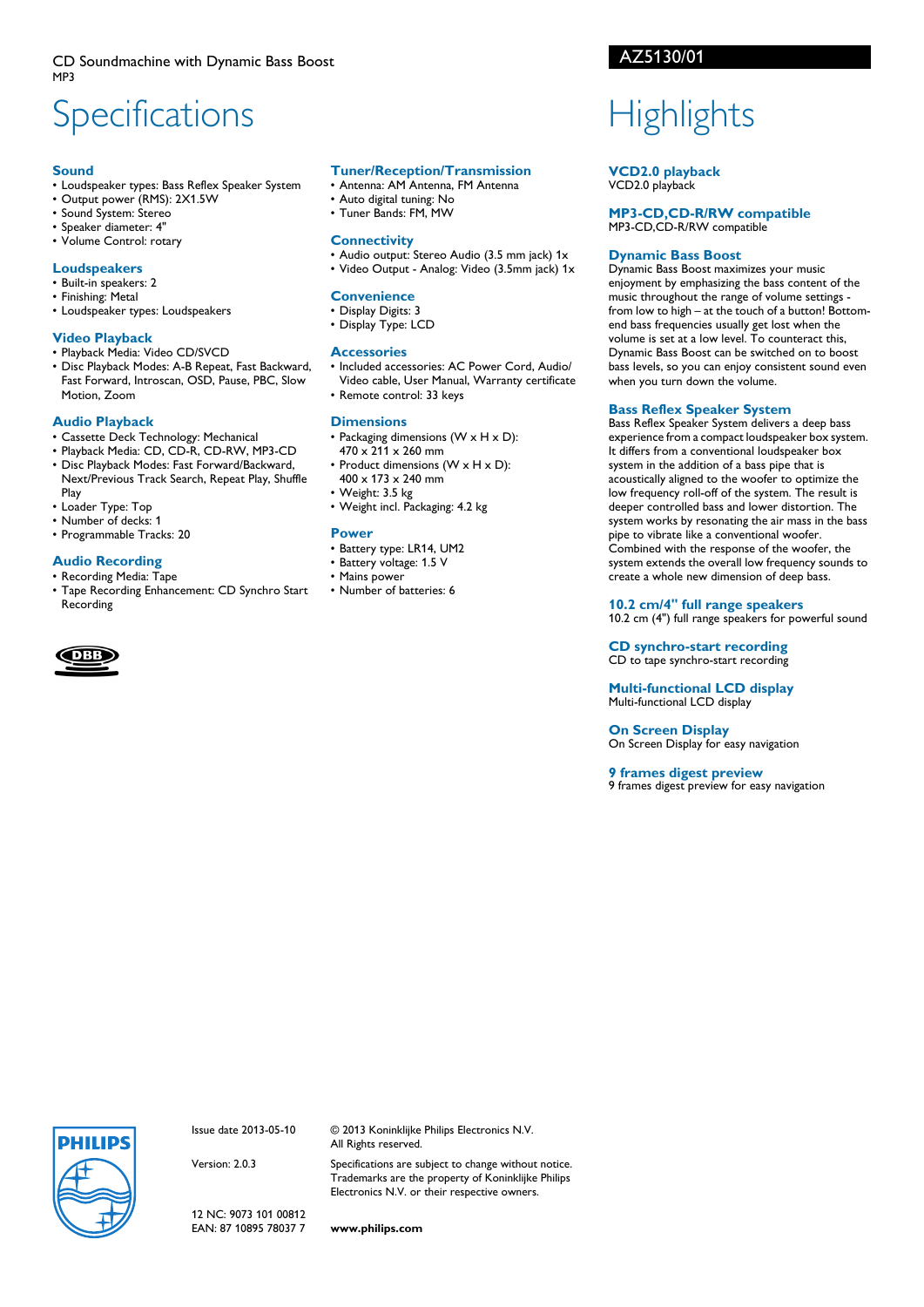CD Soundmachine with Dynamic Bass Boost
MP3

AZ5130/01

# Specifications

### Sound
- Loudspeaker types: Bass Reflex Speaker System
- Output power (RMS): 2X1.5W
- Sound System: Stereo
- Speaker diameter: 4"
- Volume Control: rotary

### Loudspeakers
- Built-in speakers: 2
- Finishing: Metal
- Loudspeaker types: Loudspeakers

### Video Playback
- Playback Media: Video CD/SVCD
- Disc Playback Modes: A-B Repeat, Fast Backward, Fast Forward, Introscan, OSD, Pause, PBC, Slow Motion, Zoom

### Audio Playback
- Cassette Deck Technology: Mechanical
- Playback Media: CD, CD-R, CD-RW, MP3-CD
- Disc Playback Modes: Fast Forward/Backward, Next/Previous Track Search, Repeat Play, Shuffle Play
- Loader Type: Top
- Number of decks: 1
- Programmable Tracks: 20

### Audio Recording
- Recording Media: Tape
- Tape Recording Enhancement: CD Synchro Start Recording

DBB

### Tuner/Reception/Transmission
- Antenna: AM Antenna, FM Antenna
- Auto digital tuning: No
- Tuner Bands: FM, MW

### Connectivity
- Audio output: Stereo Audio (3.5 mm jack) 1x
- Video Output - Analog: Video (3.5mm jack) 1x

### Convenience
- Display Digits: 3
- Display Type: LCD

### Accessories
- Included accessories: AC Power Cord, Audio/ Video cable, User Manual, Warranty certificate
- Remote control: 33 keys

### Dimensions
- Packaging dimensions (W x H x D): 470 x 211 x 260 mm
- Product dimensions (W x H x D): 400 x 173 x 240 mm
- Weight: 3.5 kg
- Weight incl. Packaging: 4.2 kg

### Power
- Battery type: LR14, UM2
- Battery voltage: 1.5 V
- Mains power
- Number of batteries: 6

# Highlights

### VCD2.0 playback
VCD2.0 playback

### MP3-CD,CD-R/RW compatible
MP3-CD,CD-R/RW compatible

### Dynamic Bass Boost
Dynamic Bass Boost maximizes your music enjoyment by emphasizing the bass content of the music throughout the range of volume settings - from low to high – at the touch of a button! Bottom-end bass frequencies usually get lost when the volume is set at a low level. To counteract this, Dynamic Bass Boost can be switched on to boost bass levels, so you can enjoy consistent sound even when you turn down the volume.

### Bass Reflex Speaker System
Bass Reflex Speaker System delivers a deep bass experience from a compact loudspeaker box system. It differs from a conventional loudspeaker box system in the addition of a bass pipe that is acoustically aligned to the woofer to optimize the low frequency roll-off of the system. The result is deeper controlled bass and lower distortion. The system works by resonating the air mass in the bass pipe to vibrate like a conventional woofer. Combined with the response of the woofer, the system extends the overall low frequency sounds to create a whole new dimension of deep bass.

### 10.2 cm/4" full range speakers
10.2 cm (4") full range speakers for powerful sound

### CD synchro-start recording
CD to tape synchro-start recording

### Multi-functional LCD display
Multi-functional LCD display

### On Screen Display
On Screen Display for easy navigation

### 9 frames digest preview
9 frames digest preview for easy navigation

PHILIPS

Issue date 2013-05-10

Version: 2.0.3

12 NC: 9073 101 00812
EAN: 87 10895 78037 7

© 2013 Koninklijke Philips Electronics N.V.
All Rights reserved.

Specifications are subject to change without notice. Trademarks are the property of Koninklijke Philips Electronics N.V. or their respective owners.

**www.philips.com**